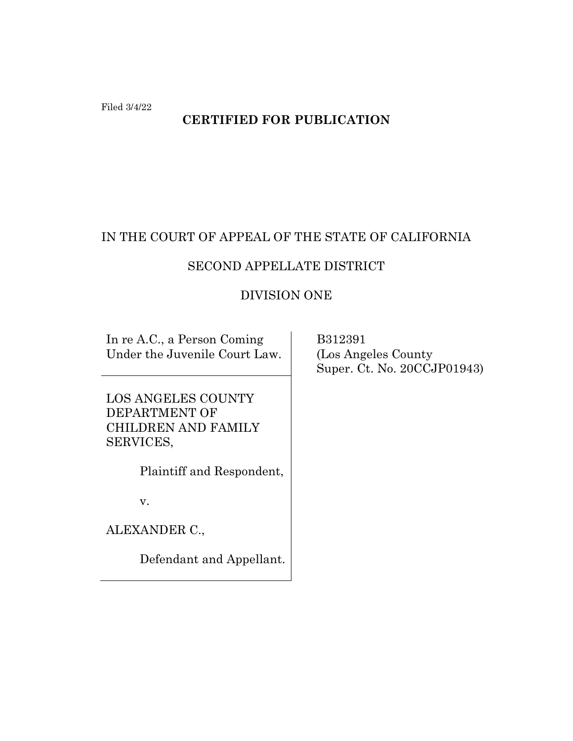Filed 3/4/22

**CERTIFIED FOR PUBLICATION**

IN THE COURT OF APPEAL OF THE STATE OF CALIFORNIA

SECOND APPELLATE DISTRICT

DIVISION ONE

| | |
|---|---|
| In re A.C., a Person Coming Under the Juvenile Court Law. | B312391 (Los Angeles County Super. Ct. No. 20CCJP01943) |
| LOS ANGELES COUNTY DEPARTMENT OF CHILDREN AND FAMILY SERVICES,<br><br>Plaintiff and Respondent,<br><br>v.<br><br>ALEXANDER C.,<br><br>Defendant and Appellant. | |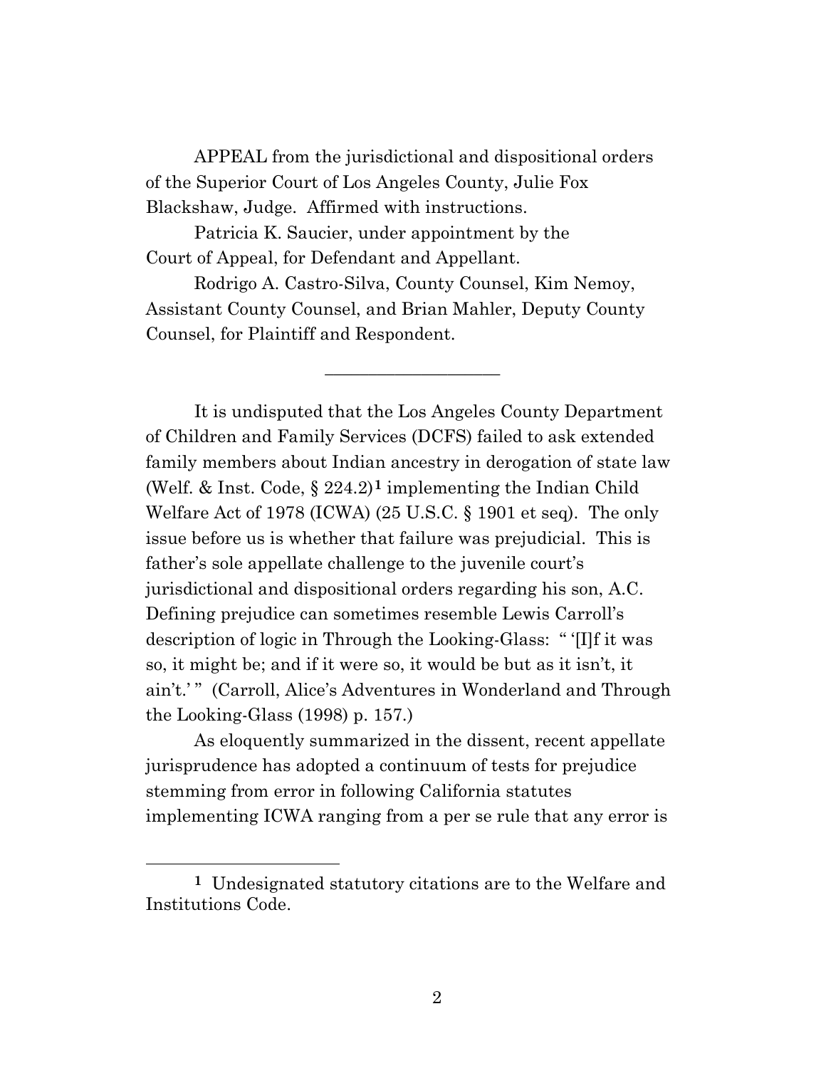APPEAL from the jurisdictional and dispositional orders of the Superior Court of Los Angeles County, Julie Fox Blackshaw, Judge. Affirmed with instructions.

Patricia K. Saucier, under appointment by the Court of Appeal, for Defendant and Appellant.

Rodrigo A. Castro-Silva, County Counsel, Kim Nemoy, Assistant County Counsel, and Brian Mahler, Deputy County Counsel, for Plaintiff and Respondent.

——————————

It is undisputed that the Los Angeles County Department of Children and Family Services (DCFS) failed to ask extended family members about Indian ancestry in derogation of state law (Welf. & Inst. Code, § 224.2)[1] implementing the Indian Child Welfare Act of 1978 (ICWA) (25 U.S.C. § 1901 et seq). The only issue before us is whether that failure was prejudicial. This is father's sole appellate challenge to the juvenile court's jurisdictional and dispositional orders regarding his son, A.C. Defining prejudice can sometimes resemble Lewis Carroll's description of logic in Through the Looking-Glass: " '[I]f it was so, it might be; and if it were so, it would be but as it isn't, it ain't.' " (Carroll, Alice's Adventures in Wonderland and Through the Looking-Glass (1998) p. 157.)

As eloquently summarized in the dissent, recent appellate jurisprudence has adopted a continuum of tests for prejudice stemming from error in following California statutes implementing ICWA ranging from a per se rule that any error is

[1] Undesignated statutory citations are to the Welfare and Institutions Code.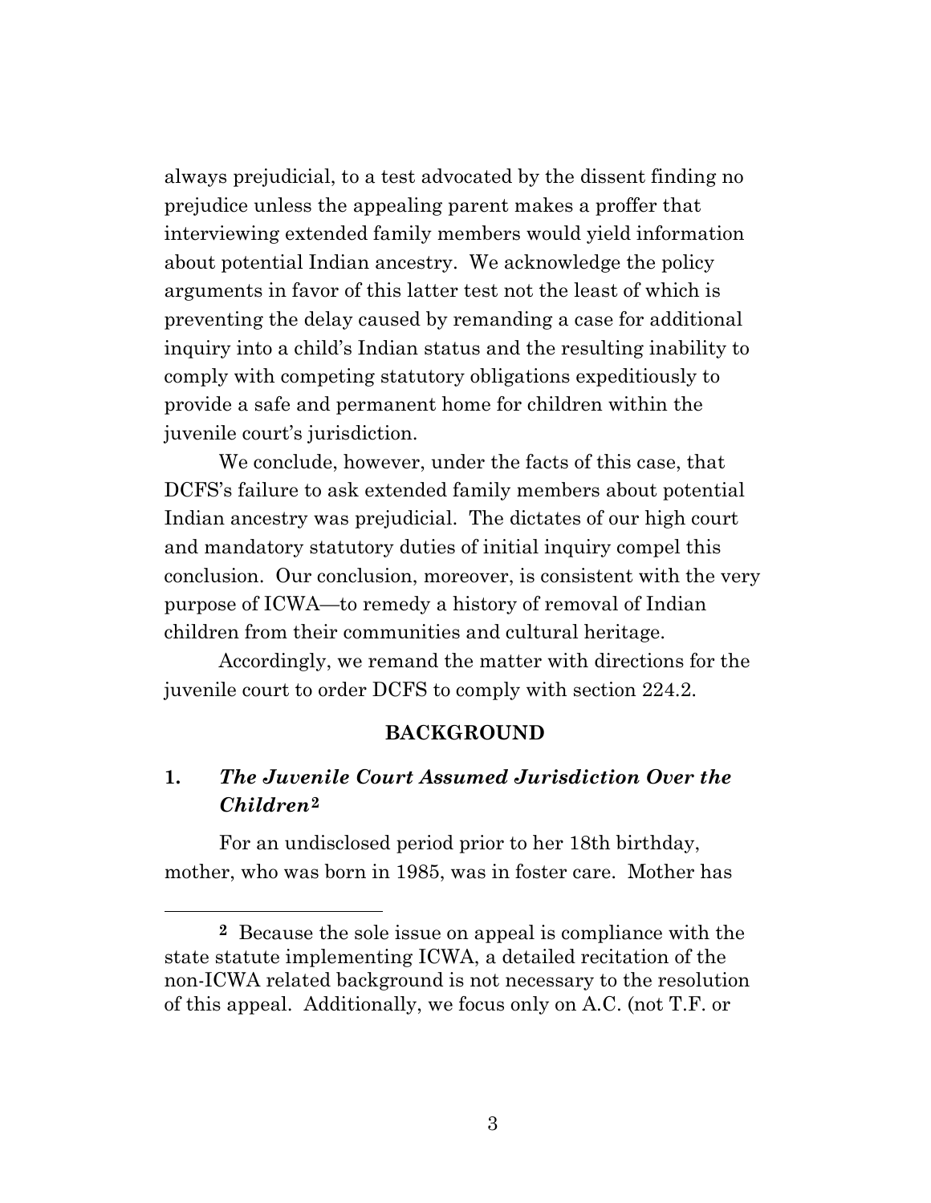always prejudicial, to a test advocated by the dissent finding no prejudice unless the appealing parent makes a proffer that interviewing extended family members would yield information about potential Indian ancestry. We acknowledge the policy arguments in favor of this latter test not the least of which is preventing the delay caused by remanding a case for additional inquiry into a child's Indian status and the resulting inability to comply with competing statutory obligations expeditiously to provide a safe and permanent home for children within the juvenile court's jurisdiction.

We conclude, however, under the facts of this case, that DCFS's failure to ask extended family members about potential Indian ancestry was prejudicial. The dictates of our high court and mandatory statutory duties of initial inquiry compel this conclusion. Our conclusion, moreover, is consistent with the very purpose of ICWA—to remedy a history of removal of Indian children from their communities and cultural heritage.

Accordingly, we remand the matter with directions for the juvenile court to order DCFS to comply with section 224.2.

## BACKGROUND

### 1. *The Juvenile Court Assumed Jurisdiction Over the Children*[2]

For an undisclosed period prior to her 18th birthday, mother, who was born in 1985, was in foster care. Mother has

[2] Because the sole issue on appeal is compliance with the state statute implementing ICWA, a detailed recitation of the non-ICWA related background is not necessary to the resolution of this appeal. Additionally, we focus only on A.C. (not T.F. or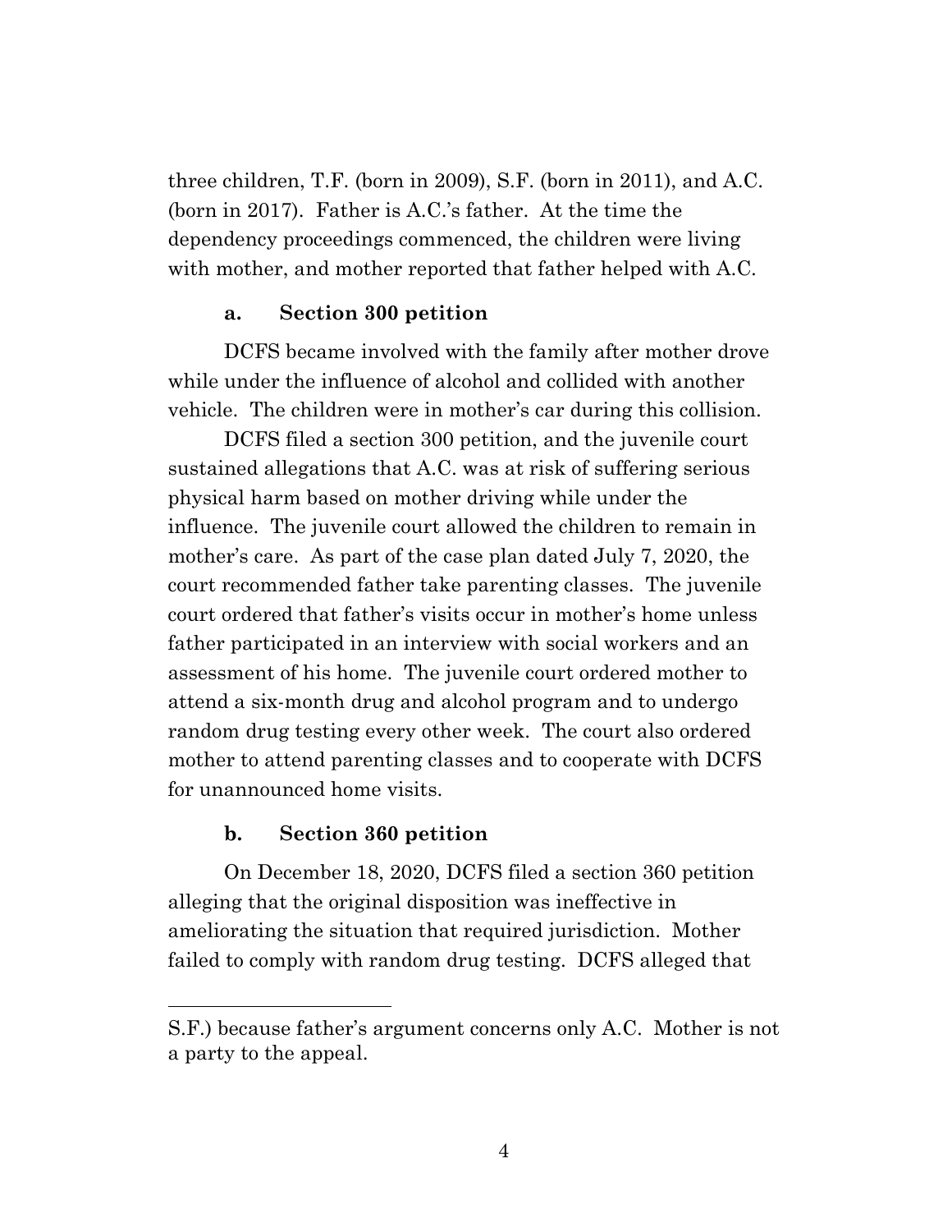three children, T.F. (born in 2009), S.F. (born in 2011), and A.C. (born in 2017). Father is A.C.'s father. At the time the dependency proceedings commenced, the children were living with mother, and mother reported that father helped with A.C.

#### a. Section 300 petition

DCFS became involved with the family after mother drove while under the influence of alcohol and collided with another vehicle. The children were in mother's car during this collision.

DCFS filed a section 300 petition, and the juvenile court sustained allegations that A.C. was at risk of suffering serious physical harm based on mother driving while under the influence. The juvenile court allowed the children to remain in mother's care. As part of the case plan dated July 7, 2020, the court recommended father take parenting classes. The juvenile court ordered that father's visits occur in mother's home unless father participated in an interview with social workers and an assessment of his home. The juvenile court ordered mother to attend a six-month drug and alcohol program and to undergo random drug testing every other week. The court also ordered mother to attend parenting classes and to cooperate with DCFS for unannounced home visits.

#### b. Section 360 petition

On December 18, 2020, DCFS filed a section 360 petition alleging that the original disposition was ineffective in ameliorating the situation that required jurisdiction. Mother failed to comply with random drug testing. DCFS alleged that

---

S.F.) because father's argument concerns only A.C. Mother is not a party to the appeal.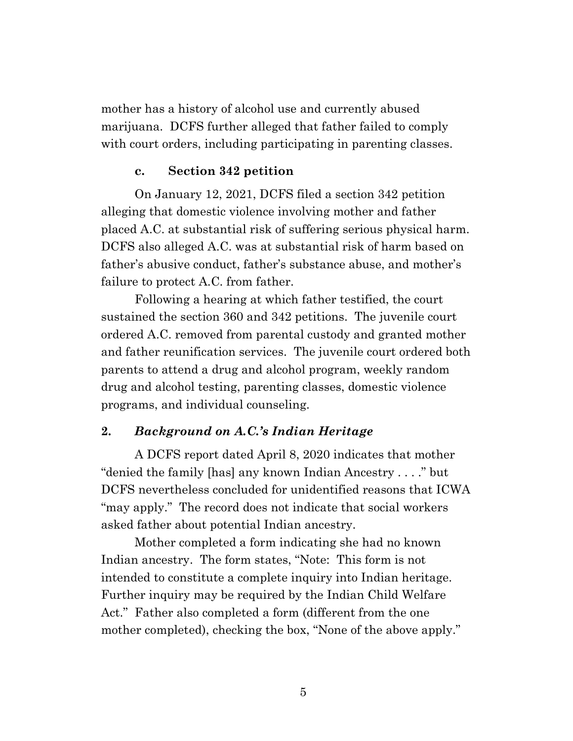mother has a history of alcohol use and currently abused marijuana. DCFS further alleged that father failed to comply with court orders, including participating in parenting classes.

### c. Section 342 petition

On January 12, 2021, DCFS filed a section 342 petition alleging that domestic violence involving mother and father placed A.C. at substantial risk of suffering serious physical harm. DCFS also alleged A.C. was at substantial risk of harm based on father's abusive conduct, father's substance abuse, and mother's failure to protect A.C. from father.

Following a hearing at which father testified, the court sustained the section 360 and 342 petitions. The juvenile court ordered A.C. removed from parental custody and granted mother and father reunification services. The juvenile court ordered both parents to attend a drug and alcohol program, weekly random drug and alcohol testing, parenting classes, domestic violence programs, and individual counseling.

## 2. *Background on A.C.'s Indian Heritage*

A DCFS report dated April 8, 2020 indicates that mother "denied the family [has] any known Indian Ancestry . . . ." but DCFS nevertheless concluded for unidentified reasons that ICWA "may apply." The record does not indicate that social workers asked father about potential Indian ancestry.

Mother completed a form indicating she had no known Indian ancestry. The form states, "Note: This form is not intended to constitute a complete inquiry into Indian heritage. Further inquiry may be required by the Indian Child Welfare Act." Father also completed a form (different from the one mother completed), checking the box, "None of the above apply."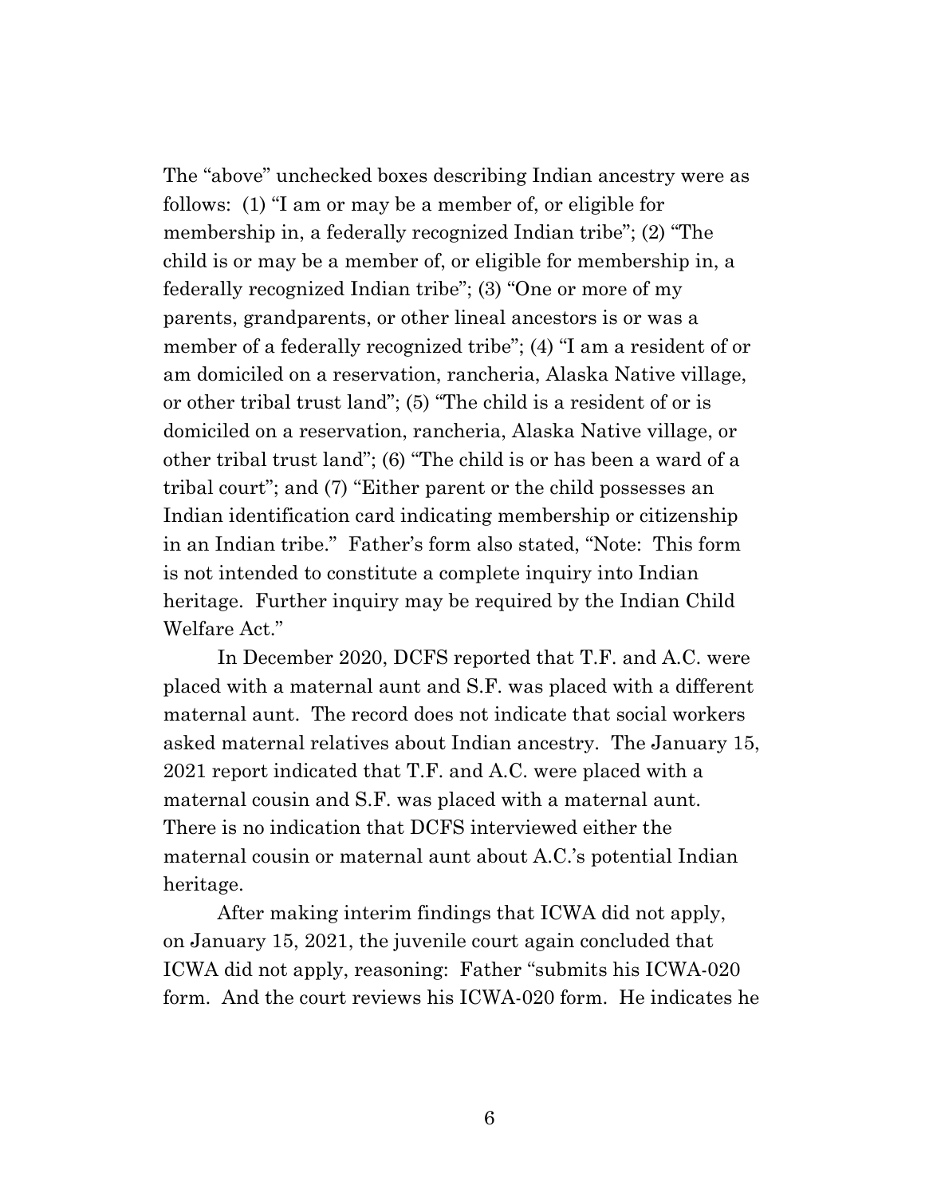The "above" unchecked boxes describing Indian ancestry were as follows: (1) "I am or may be a member of, or eligible for membership in, a federally recognized Indian tribe"; (2) "The child is or may be a member of, or eligible for membership in, a federally recognized Indian tribe"; (3) "One or more of my parents, grandparents, or other lineal ancestors is or was a member of a federally recognized tribe"; (4) "I am a resident of or am domiciled on a reservation, rancheria, Alaska Native village, or other tribal trust land"; (5) "The child is a resident of or is domiciled on a reservation, rancheria, Alaska Native village, or other tribal trust land"; (6) "The child is or has been a ward of a tribal court"; and (7) "Either parent or the child possesses an Indian identification card indicating membership or citizenship in an Indian tribe." Father's form also stated, "Note: This form is not intended to constitute a complete inquiry into Indian heritage. Further inquiry may be required by the Indian Child Welfare Act."

In December 2020, DCFS reported that T.F. and A.C. were placed with a maternal aunt and S.F. was placed with a different maternal aunt. The record does not indicate that social workers asked maternal relatives about Indian ancestry. The January 15, 2021 report indicated that T.F. and A.C. were placed with a maternal cousin and S.F. was placed with a maternal aunt. There is no indication that DCFS interviewed either the maternal cousin or maternal aunt about A.C.'s potential Indian heritage.

After making interim findings that ICWA did not apply, on January 15, 2021, the juvenile court again concluded that ICWA did not apply, reasoning: Father "submits his ICWA-020 form. And the court reviews his ICWA-020 form. He indicates he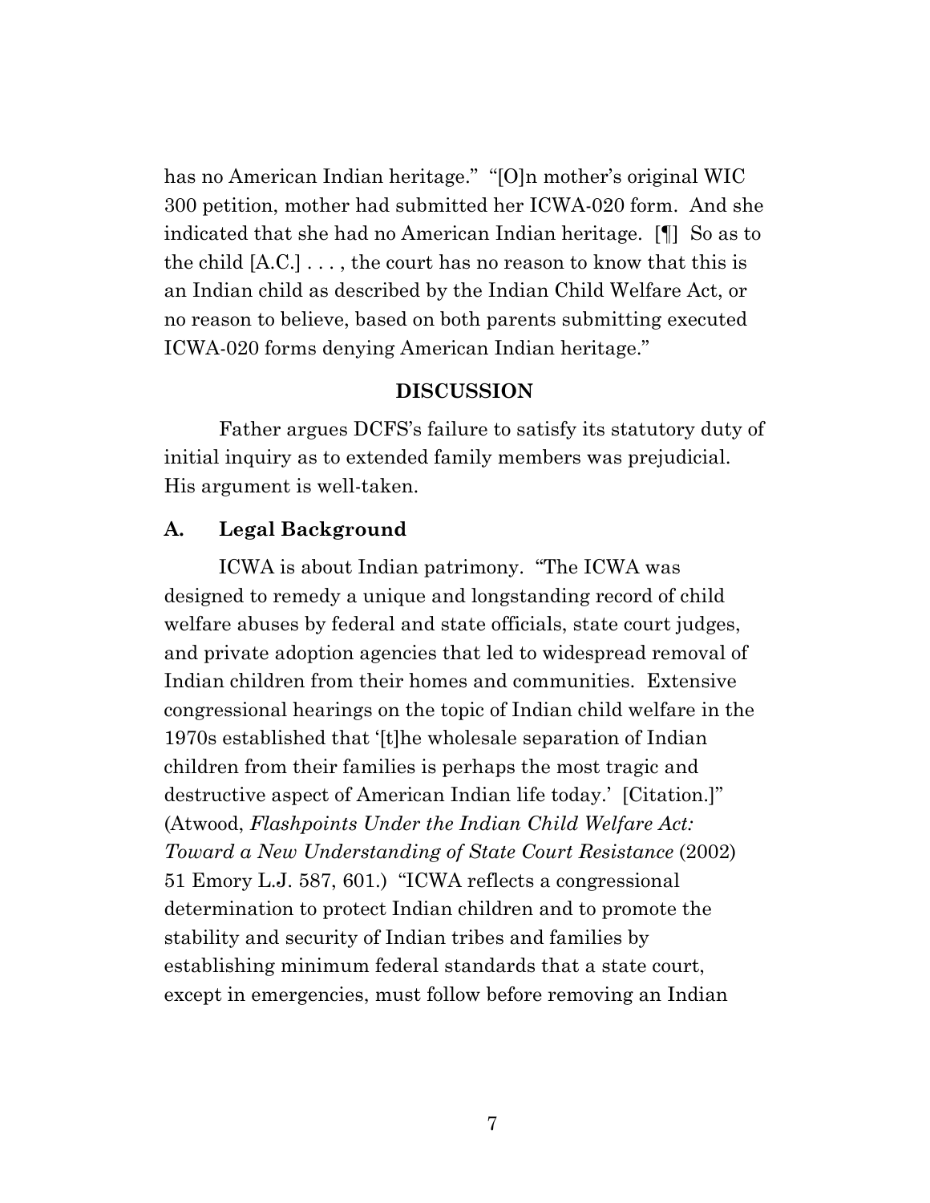has no American Indian heritage." "[O]n mother's original WIC 300 petition, mother had submitted her ICWA-020 form. And she indicated that she had no American Indian heritage. [¶] So as to the child [A.C.] . . . , the court has no reason to know that this is an Indian child as described by the Indian Child Welfare Act, or no reason to believe, based on both parents submitting executed ICWA-020 forms denying American Indian heritage."

## DISCUSSION

Father argues DCFS's failure to satisfy its statutory duty of initial inquiry as to extended family members was prejudicial. His argument is well-taken.

### A. Legal Background

ICWA is about Indian patrimony. "The ICWA was designed to remedy a unique and longstanding record of child welfare abuses by federal and state officials, state court judges, and private adoption agencies that led to widespread removal of Indian children from their homes and communities. Extensive congressional hearings on the topic of Indian child welfare in the 1970s established that '[t]he wholesale separation of Indian children from their families is perhaps the most tragic and destructive aspect of American Indian life today.' [Citation.]" (Atwood, *Flashpoints Under the Indian Child Welfare Act: Toward a New Understanding of State Court Resistance* (2002) 51 Emory L.J. 587, 601.) "ICWA reflects a congressional determination to protect Indian children and to promote the stability and security of Indian tribes and families by establishing minimum federal standards that a state court, except in emergencies, must follow before removing an Indian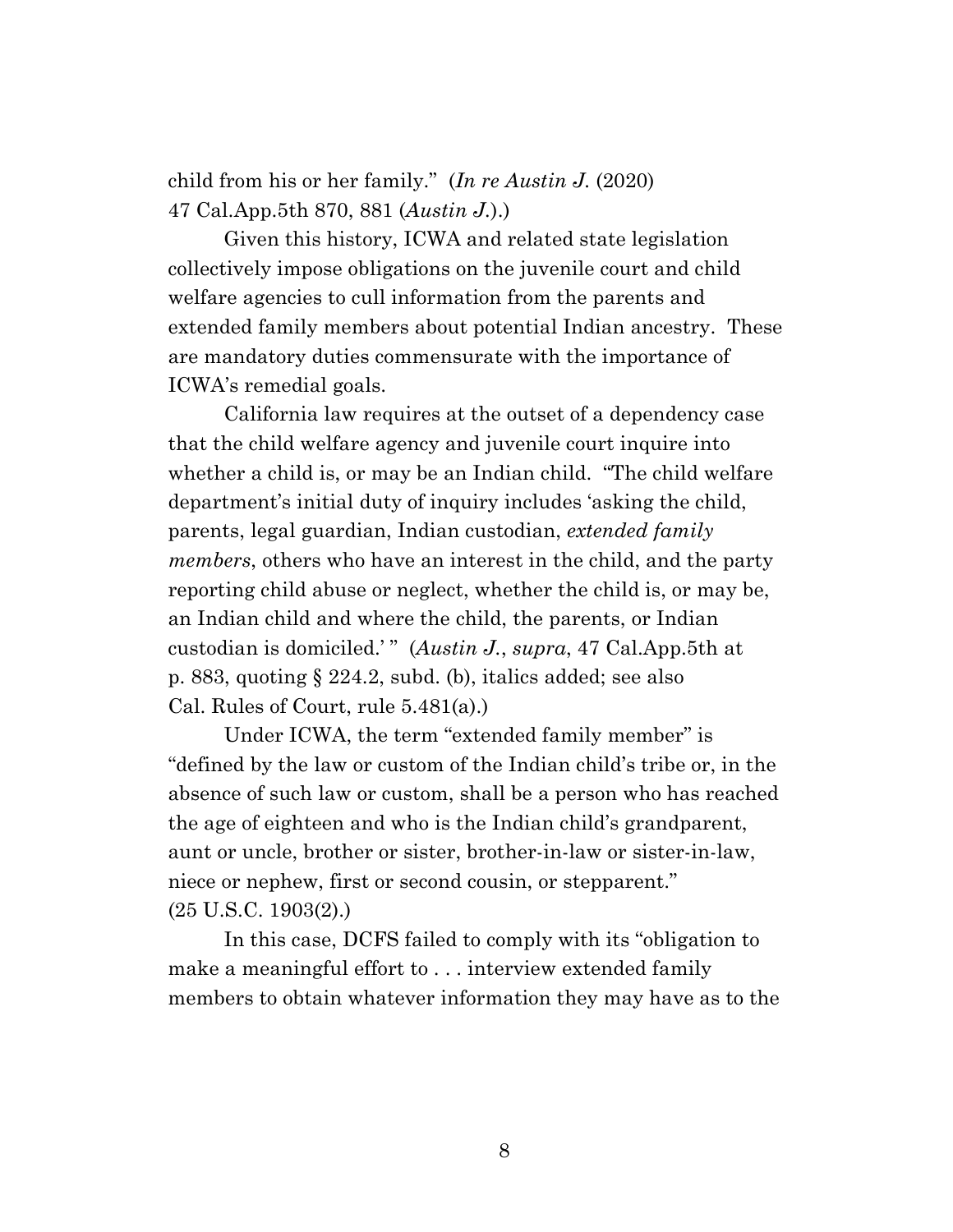child from his or her family." (*In re Austin J.* (2020) 47 Cal.App.5th 870, 881 (*Austin J.*).)

Given this history, ICWA and related state legislation collectively impose obligations on the juvenile court and child welfare agencies to cull information from the parents and extended family members about potential Indian ancestry. These are mandatory duties commensurate with the importance of ICWA's remedial goals.

California law requires at the outset of a dependency case that the child welfare agency and juvenile court inquire into whether a child is, or may be an Indian child. "The child welfare department's initial duty of inquiry includes 'asking the child, parents, legal guardian, Indian custodian, *extended family members*, others who have an interest in the child, and the party reporting child abuse or neglect, whether the child is, or may be, an Indian child and where the child, the parents, or Indian custodian is domiciled.' " (*Austin J.*, *supra*, 47 Cal.App.5th at p. 883, quoting § 224.2, subd. (b), italics added; see also Cal. Rules of Court, rule 5.481(a).)

Under ICWA, the term "extended family member" is "defined by the law or custom of the Indian child's tribe or, in the absence of such law or custom, shall be a person who has reached the age of eighteen and who is the Indian child's grandparent, aunt or uncle, brother or sister, brother-in-law or sister-in-law, niece or nephew, first or second cousin, or stepparent." (25 U.S.C. 1903(2).)

In this case, DCFS failed to comply with its "obligation to make a meaningful effort to . . . interview extended family members to obtain whatever information they may have as to the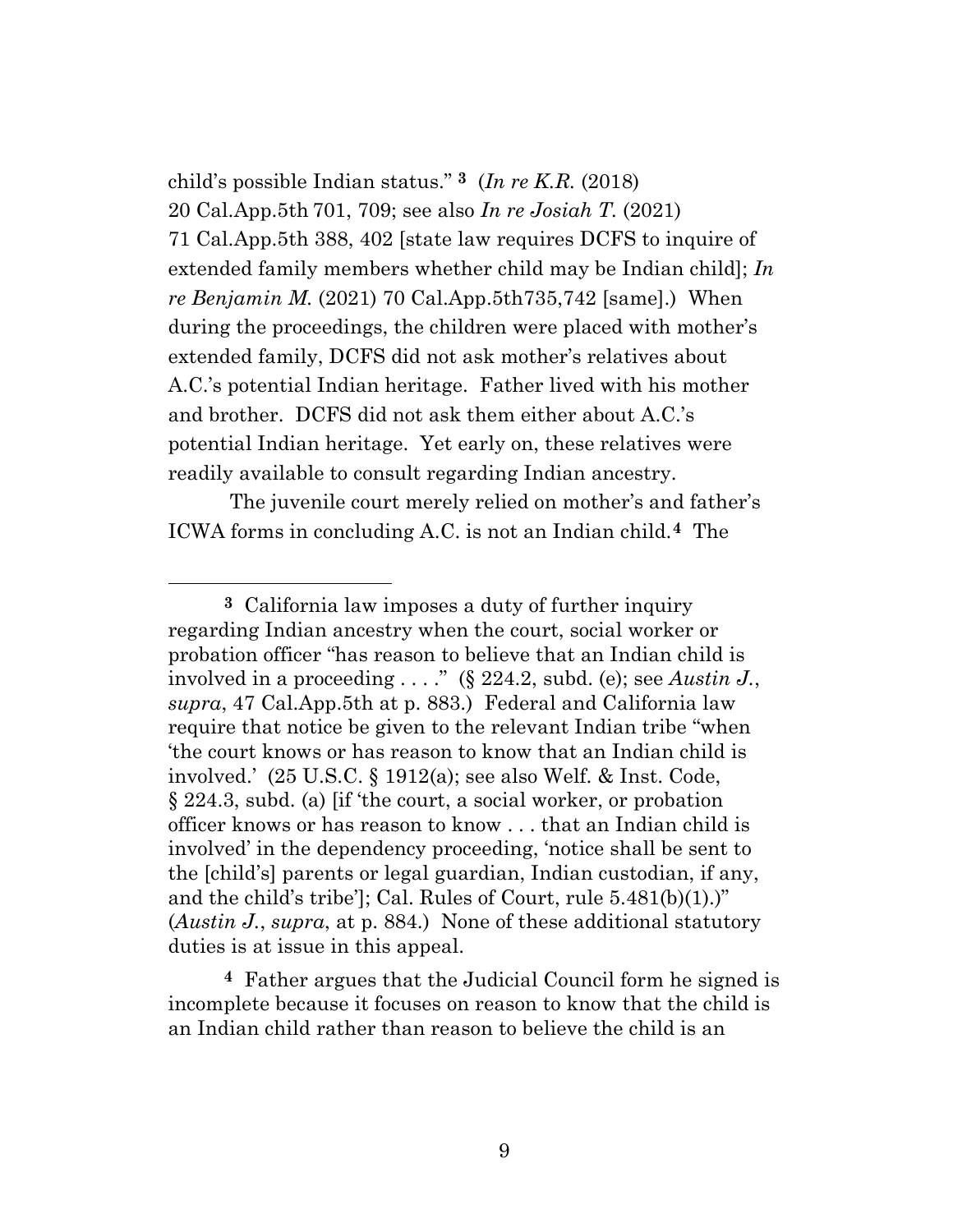child's possible Indian status." [3] (*In re K.R.* (2018) 20 Cal.App.5th 701, 709; see also *In re Josiah T.* (2021) 71 Cal.App.5th 388, 402 [state law requires DCFS to inquire of extended family members whether child may be Indian child]; *In re Benjamin M.* (2021) 70 Cal.App.5th735,742 [same].) When during the proceedings, the children were placed with mother's extended family, DCFS did not ask mother's relatives about A.C.'s potential Indian heritage. Father lived with his mother and brother. DCFS did not ask them either about A.C.'s potential Indian heritage. Yet early on, these relatives were readily available to consult regarding Indian ancestry.

The juvenile court merely relied on mother's and father's ICWA forms in concluding A.C. is not an Indian child.[4] The

---

[3] California law imposes a duty of further inquiry regarding Indian ancestry when the court, social worker or probation officer "has reason to believe that an Indian child is involved in a proceeding . . . ." (§ 224.2, subd. (e); see *Austin J.*, *supra*, 47 Cal.App.5th at p. 883.) Federal and California law require that notice be given to the relevant Indian tribe "when 'the court knows or has reason to know that an Indian child is involved.' (25 U.S.C. § 1912(a); see also Welf. & Inst. Code, § 224.3, subd. (a) [if 'the court, a social worker, or probation officer knows or has reason to know . . . that an Indian child is involved' in the dependency proceeding, 'notice shall be sent to the [child's] parents or legal guardian, Indian custodian, if any, and the child's tribe']; Cal. Rules of Court, rule 5.481(b)(1).)" (*Austin J.*, *supra*, at p. 884.) None of these additional statutory duties is at issue in this appeal.

[4] Father argues that the Judicial Council form he signed is incomplete because it focuses on reason to know that the child is an Indian child rather than reason to believe the child is an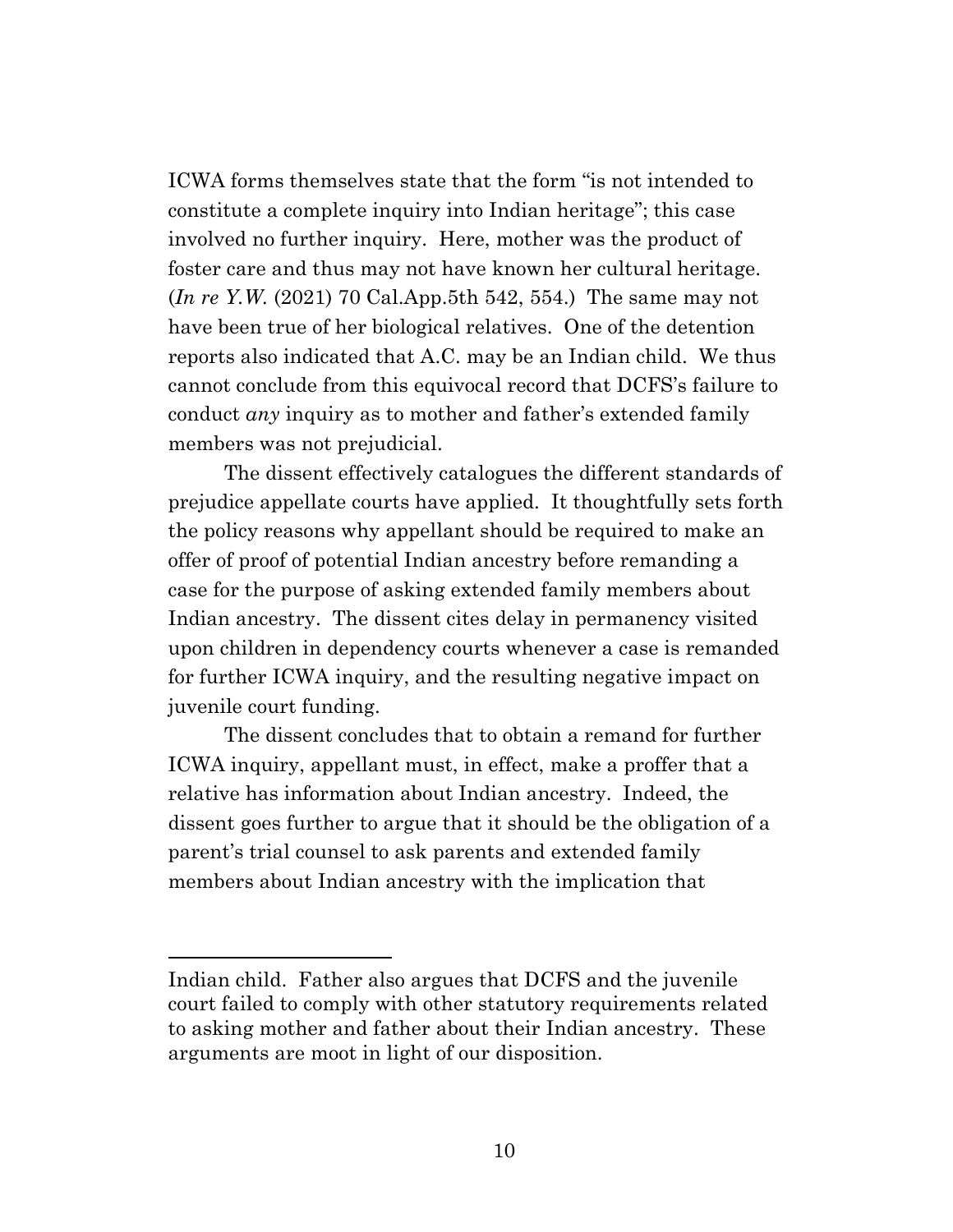ICWA forms themselves state that the form "is not intended to constitute a complete inquiry into Indian heritage"; this case involved no further inquiry. Here, mother was the product of foster care and thus may not have known her cultural heritage. (*In re Y.W.* (2021) 70 Cal.App.5th 542, 554.) The same may not have been true of her biological relatives. One of the detention reports also indicated that A.C. may be an Indian child. We thus cannot conclude from this equivocal record that DCFS's failure to conduct *any* inquiry as to mother and father's extended family members was not prejudicial.

The dissent effectively catalogues the different standards of prejudice appellate courts have applied. It thoughtfully sets forth the policy reasons why appellant should be required to make an offer of proof of potential Indian ancestry before remanding a case for the purpose of asking extended family members about Indian ancestry. The dissent cites delay in permanency visited upon children in dependency courts whenever a case is remanded for further ICWA inquiry, and the resulting negative impact on juvenile court funding.

The dissent concludes that to obtain a remand for further ICWA inquiry, appellant must, in effect, make a proffer that a relative has information about Indian ancestry. Indeed, the dissent goes further to argue that it should be the obligation of a parent's trial counsel to ask parents and extended family members about Indian ancestry with the implication that

---

Indian child. Father also argues that DCFS and the juvenile court failed to comply with other statutory requirements related to asking mother and father about their Indian ancestry. These arguments are moot in light of our disposition.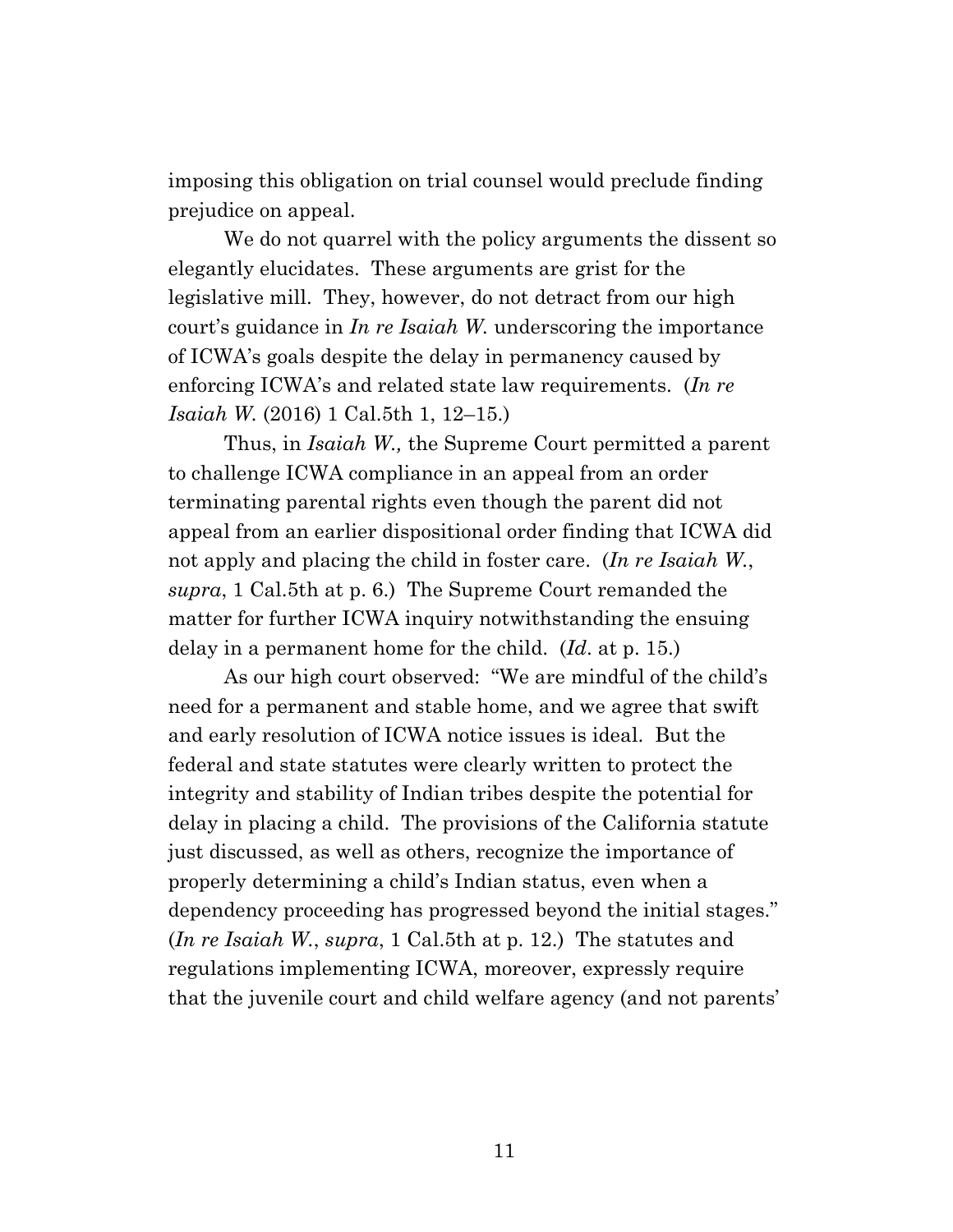imposing this obligation on trial counsel would preclude finding prejudice on appeal.

We do not quarrel with the policy arguments the dissent so elegantly elucidates. These arguments are grist for the legislative mill. They, however, do not detract from our high court's guidance in *In re Isaiah W.* underscoring the importance of ICWA's goals despite the delay in permanency caused by enforcing ICWA's and related state law requirements. (*In re Isaiah W.* (2016) 1 Cal.5th 1, 12–15.)

Thus, in *Isaiah W.,* the Supreme Court permitted a parent to challenge ICWA compliance in an appeal from an order terminating parental rights even though the parent did not appeal from an earlier dispositional order finding that ICWA did not apply and placing the child in foster care. (*In re Isaiah W.*, *supra*, 1 Cal.5th at p. 6.) The Supreme Court remanded the matter for further ICWA inquiry notwithstanding the ensuing delay in a permanent home for the child. (*Id*. at p. 15.)

As our high court observed: "We are mindful of the child's need for a permanent and stable home, and we agree that swift and early resolution of ICWA notice issues is ideal. But the federal and state statutes were clearly written to protect the integrity and stability of Indian tribes despite the potential for delay in placing a child. The provisions of the California statute just discussed, as well as others, recognize the importance of properly determining a child's Indian status, even when a dependency proceeding has progressed beyond the initial stages." (*In re Isaiah W.*, *supra*, 1 Cal.5th at p. 12.) The statutes and regulations implementing ICWA, moreover, expressly require that the juvenile court and child welfare agency (and not parents'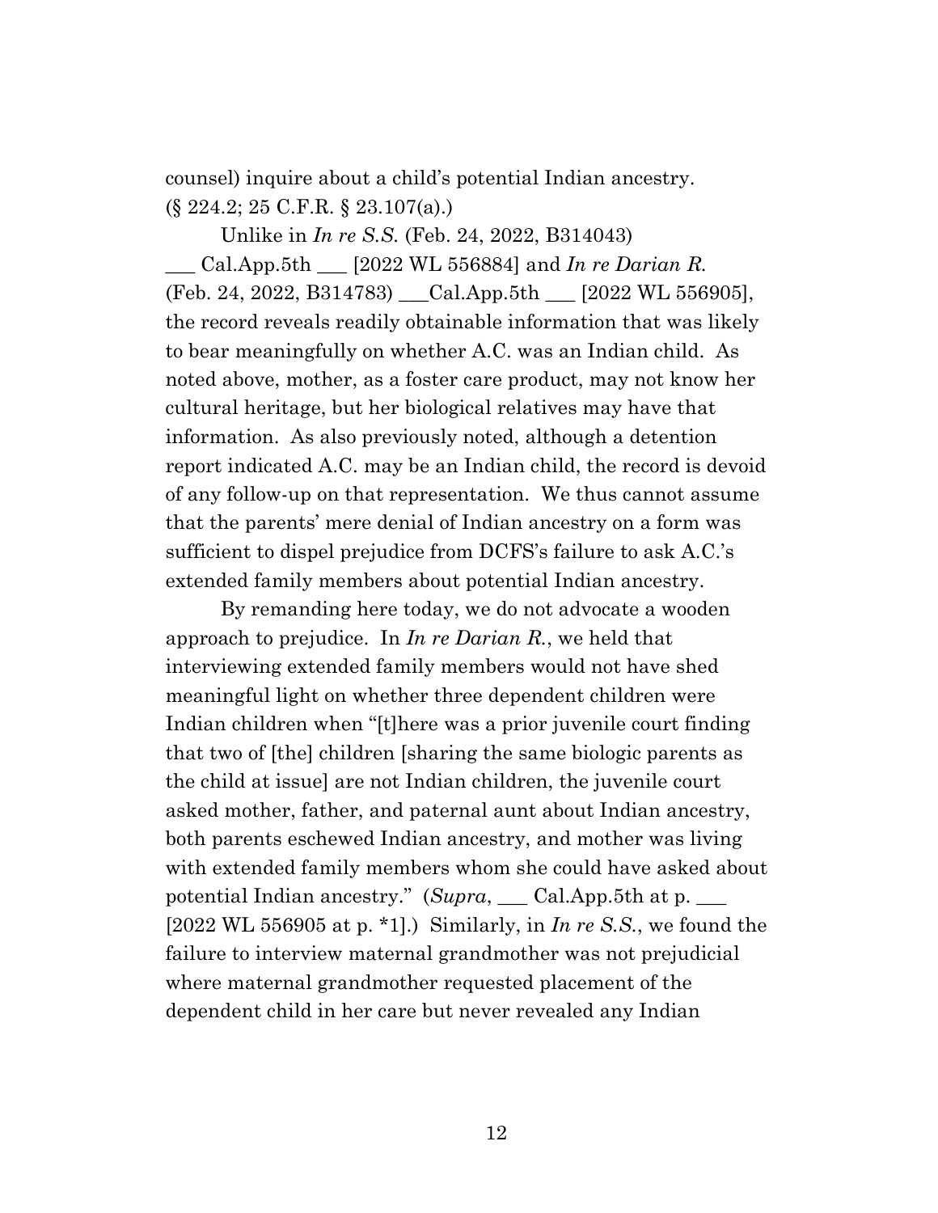counsel) inquire about a child's potential Indian ancestry. (§ 224.2; 25 C.F.R. § 23.107(a).)

Unlike in *In re S.S.* (Feb. 24, 2022, B314043) ___ Cal.App.5th ___ [2022 WL 556884] and *In re Darian R.* (Feb. 24, 2022, B314783) ___Cal.App.5th ___ [2022 WL 556905], the record reveals readily obtainable information that was likely to bear meaningfully on whether A.C. was an Indian child. As noted above, mother, as a foster care product, may not know her cultural heritage, but her biological relatives may have that information. As also previously noted, although a detention report indicated A.C. may be an Indian child, the record is devoid of any follow-up on that representation. We thus cannot assume that the parents' mere denial of Indian ancestry on a form was sufficient to dispel prejudice from DCFS's failure to ask A.C.'s extended family members about potential Indian ancestry.

By remanding here today, we do not advocate a wooden approach to prejudice. In *In re Darian R.*, we held that interviewing extended family members would not have shed meaningful light on whether three dependent children were Indian children when "[t]here was a prior juvenile court finding that two of [the] children [sharing the same biologic parents as the child at issue] are not Indian children, the juvenile court asked mother, father, and paternal aunt about Indian ancestry, both parents eschewed Indian ancestry, and mother was living with extended family members whom she could have asked about potential Indian ancestry." (*Supra*, ___ Cal.App.5th at p. ___ [2022 WL 556905 at p. *1].) Similarly, in *In re S.S.*, we found the failure to interview maternal grandmother was not prejudicial where maternal grandmother requested placement of the dependent child in her care but never revealed any Indian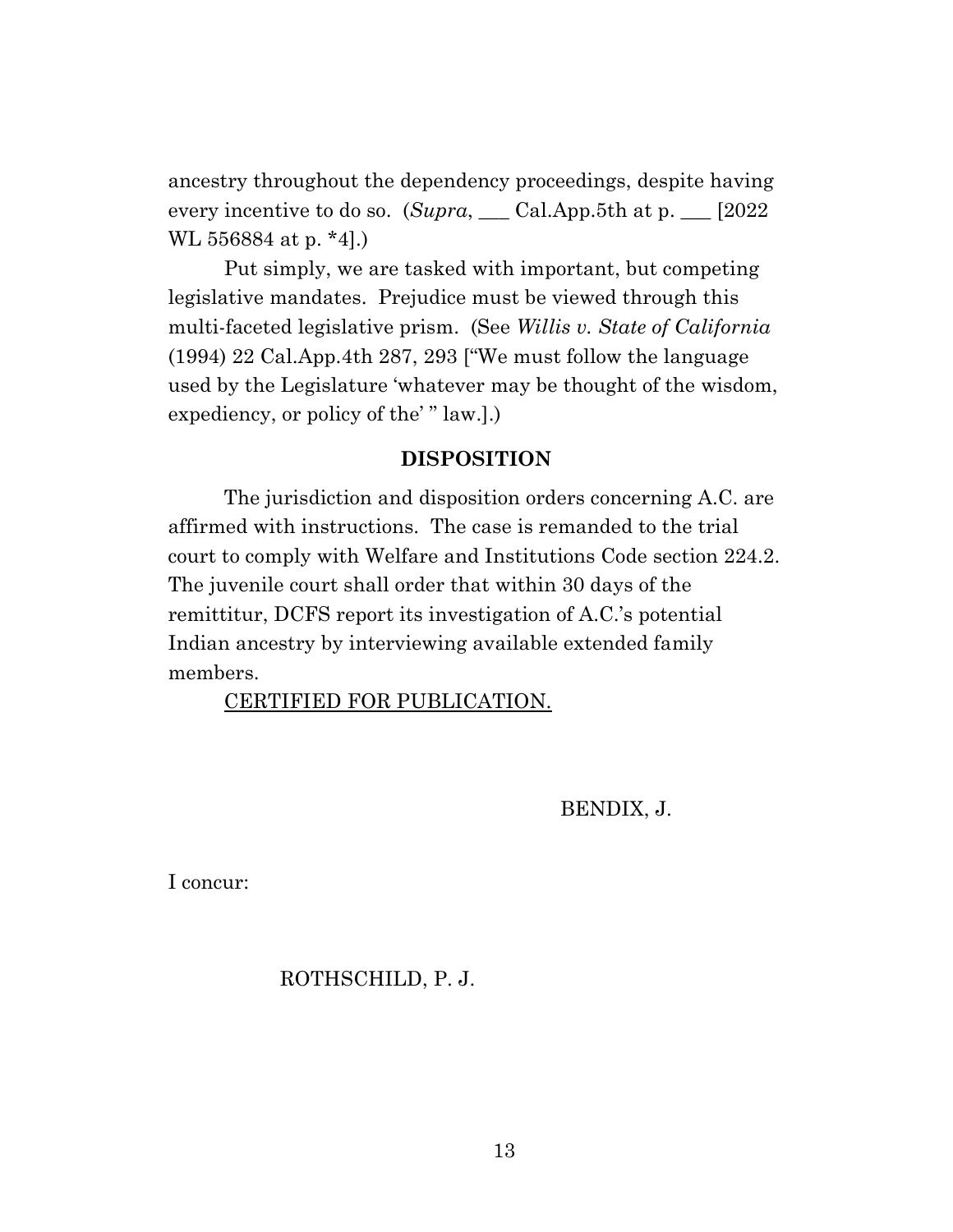ancestry throughout the dependency proceedings, despite having every incentive to do so. (*Supra*, ___ Cal.App.5th at p. ___ [2022 WL 556884 at p. *4].)

Put simply, we are tasked with important, but competing legislative mandates. Prejudice must be viewed through this multi-faceted legislative prism. (See *Willis v. State of California* (1994) 22 Cal.App.4th 287, 293 ["We must follow the language used by the Legislature 'whatever may be thought of the wisdom, expediency, or policy of the' " law.].)

**DISPOSITION**

The jurisdiction and disposition orders concerning A.C. are affirmed with instructions. The case is remanded to the trial court to comply with Welfare and Institutions Code section 224.2. The juvenile court shall order that within 30 days of the remittitur, DCFS report its investigation of A.C.'s potential Indian ancestry by interviewing available extended family members.

<u>CERTIFIED FOR PUBLICATION.</u>

BENDIX, J.

I concur:

ROTHSCHILD, P. J.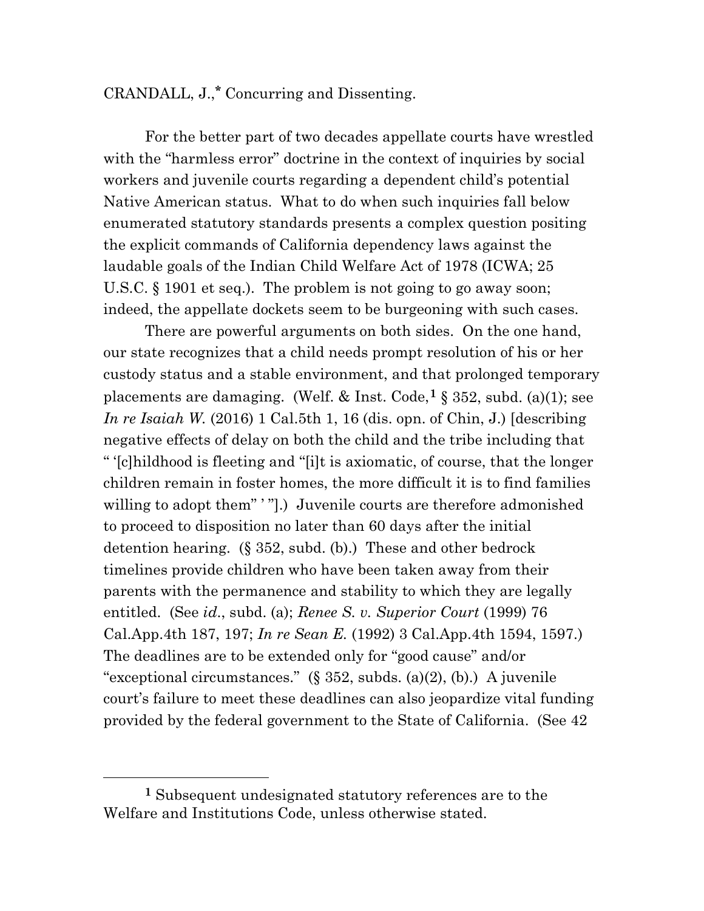CRANDALL, J.,* Concurring and Dissenting.

For the better part of two decades appellate courts have wrestled with the "harmless error" doctrine in the context of inquiries by social workers and juvenile courts regarding a dependent child's potential Native American status. What to do when such inquiries fall below enumerated statutory standards presents a complex question positing the explicit commands of California dependency laws against the laudable goals of the Indian Child Welfare Act of 1978 (ICWA; 25 U.S.C. § 1901 et seq.). The problem is not going to go away soon; indeed, the appellate dockets seem to be burgeoning with such cases.

There are powerful arguments on both sides. On the one hand, our state recognizes that a child needs prompt resolution of his or her custody status and a stable environment, and that prolonged temporary placements are damaging. (Welf. & Inst. Code,[1] § 352, subd. (a)(1); see *In re Isaiah W.* (2016) 1 Cal.5th 1, 16 (dis. opn. of Chin, J.) [describing negative effects of delay on both the child and the tribe including that " '[c]hildhood is fleeting and "[i]t is axiomatic, of course, that the longer children remain in foster homes, the more difficult it is to find families willing to adopt them" ' "].) Juvenile courts are therefore admonished to proceed to disposition no later than 60 days after the initial detention hearing. (§ 352, subd. (b).) These and other bedrock timelines provide children who have been taken away from their parents with the permanence and stability to which they are legally entitled. (See *id.*, subd. (a); *Renee S. v. Superior Court* (1999) 76 Cal.App.4th 187, 197; *In re Sean E.* (1992) 3 Cal.App.4th 1594, 1597.) The deadlines are to be extended only for "good cause" and/or "exceptional circumstances." (§ 352, subds. (a)(2), (b).) A juvenile court's failure to meet these deadlines can also jeopardize vital funding provided by the federal government to the State of California. (See 42

[1] Subsequent undesignated statutory references are to the Welfare and Institutions Code, unless otherwise stated.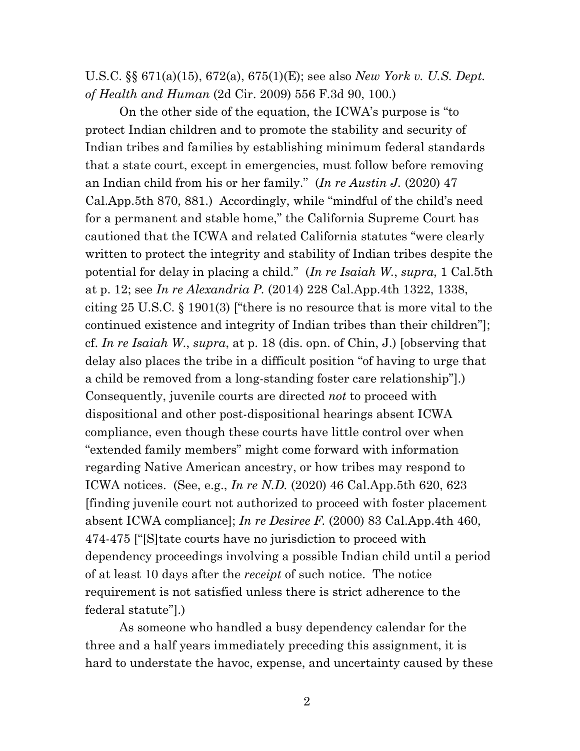U.S.C. §§ 671(a)(15), 672(a), 675(1)(E); see also *New York v. U.S. Dept. of Health and Human* (2d Cir. 2009) 556 F.3d 90, 100.)

On the other side of the equation, the ICWA's purpose is "to protect Indian children and to promote the stability and security of Indian tribes and families by establishing minimum federal standards that a state court, except in emergencies, must follow before removing an Indian child from his or her family." (*In re Austin J.* (2020) 47 Cal.App.5th 870, 881.) Accordingly, while "mindful of the child's need for a permanent and stable home," the California Supreme Court has cautioned that the ICWA and related California statutes "were clearly written to protect the integrity and stability of Indian tribes despite the potential for delay in placing a child." (*In re Isaiah W.*, *supra*, 1 Cal.5th at p. 12; see *In re Alexandria P.* (2014) 228 Cal.App.4th 1322, 1338, citing 25 U.S.C. § 1901(3) ["there is no resource that is more vital to the continued existence and integrity of Indian tribes than their children"]; cf. *In re Isaiah W.*, *supra*, at p. 18 (dis. opn. of Chin, J.) [observing that delay also places the tribe in a difficult position "of having to urge that a child be removed from a long-standing foster care relationship"].) Consequently, juvenile courts are directed *not* to proceed with dispositional and other post-dispositional hearings absent ICWA compliance, even though these courts have little control over when "extended family members" might come forward with information regarding Native American ancestry, or how tribes may respond to ICWA notices. (See, e.g., *In re N.D.* (2020) 46 Cal.App.5th 620, 623 [finding juvenile court not authorized to proceed with foster placement absent ICWA compliance]; *In re Desiree F.* (2000) 83 Cal.App.4th 460, 474-475 ["[S]tate courts have no jurisdiction to proceed with dependency proceedings involving a possible Indian child until a period of at least 10 days after the *receipt* of such notice. The notice requirement is not satisfied unless there is strict adherence to the federal statute"].)

As someone who handled a busy dependency calendar for the three and a half years immediately preceding this assignment, it is hard to understate the havoc, expense, and uncertainty caused by these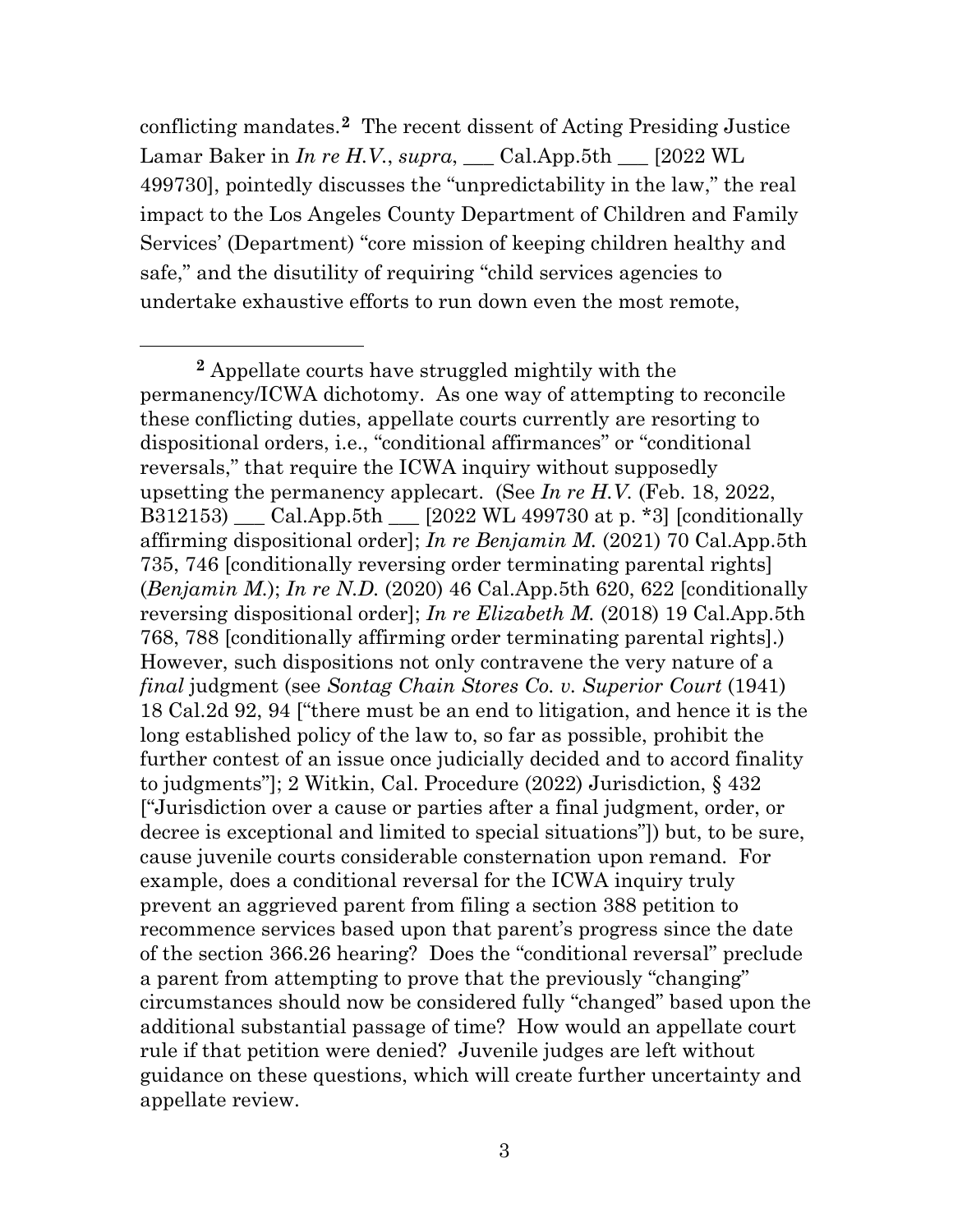conflicting mandates.[2] The recent dissent of Acting Presiding Justice Lamar Baker in *In re H.V.*, *supra*, ___ Cal.App.5th ___ [2022 WL 499730], pointedly discusses the "unpredictability in the law," the real impact to the Los Angeles County Department of Children and Family Services' (Department) "core mission of keeping children healthy and safe," and the disutility of requiring "child services agencies to undertake exhaustive efforts to run down even the most remote,

---

[2] Appellate courts have struggled mightily with the permanency/ICWA dichotomy. As one way of attempting to reconcile these conflicting duties, appellate courts currently are resorting to dispositional orders, i.e., "conditional affirmances" or "conditional reversals," that require the ICWA inquiry without supposedly upsetting the permanency applecart. (See *In re H.V.* (Feb. 18, 2022, B312153) ___ Cal.App.5th ___ [2022 WL 499730 at p. *3] [conditionally affirming dispositional order]; *In re Benjamin M.* (2021) 70 Cal.App.5th 735, 746 [conditionally reversing order terminating parental rights] (*Benjamin M.*); *In re N.D.* (2020) 46 Cal.App.5th 620, 622 [conditionally reversing dispositional order]; *In re Elizabeth M.* (2018) 19 Cal.App.5th 768, 788 [conditionally affirming order terminating parental rights].) However, such dispositions not only contravene the very nature of a *final* judgment (see *Sontag Chain Stores Co. v. Superior Court* (1941) 18 Cal.2d 92, 94 ["there must be an end to litigation, and hence it is the long established policy of the law to, so far as possible, prohibit the further contest of an issue once judicially decided and to accord finality to judgments"]; 2 Witkin, Cal. Procedure (2022) Jurisdiction, § 432 ["Jurisdiction over a cause or parties after a final judgment, order, or decree is exceptional and limited to special situations"]) but, to be sure, cause juvenile courts considerable consternation upon remand. For example, does a conditional reversal for the ICWA inquiry truly prevent an aggrieved parent from filing a section 388 petition to recommence services based upon that parent's progress since the date of the section 366.26 hearing? Does the "conditional reversal" preclude a parent from attempting to prove that the previously "changing" circumstances should now be considered fully "changed" based upon the additional substantial passage of time? How would an appellate court rule if that petition were denied? Juvenile judges are left without guidance on these questions, which will create further uncertainty and appellate review.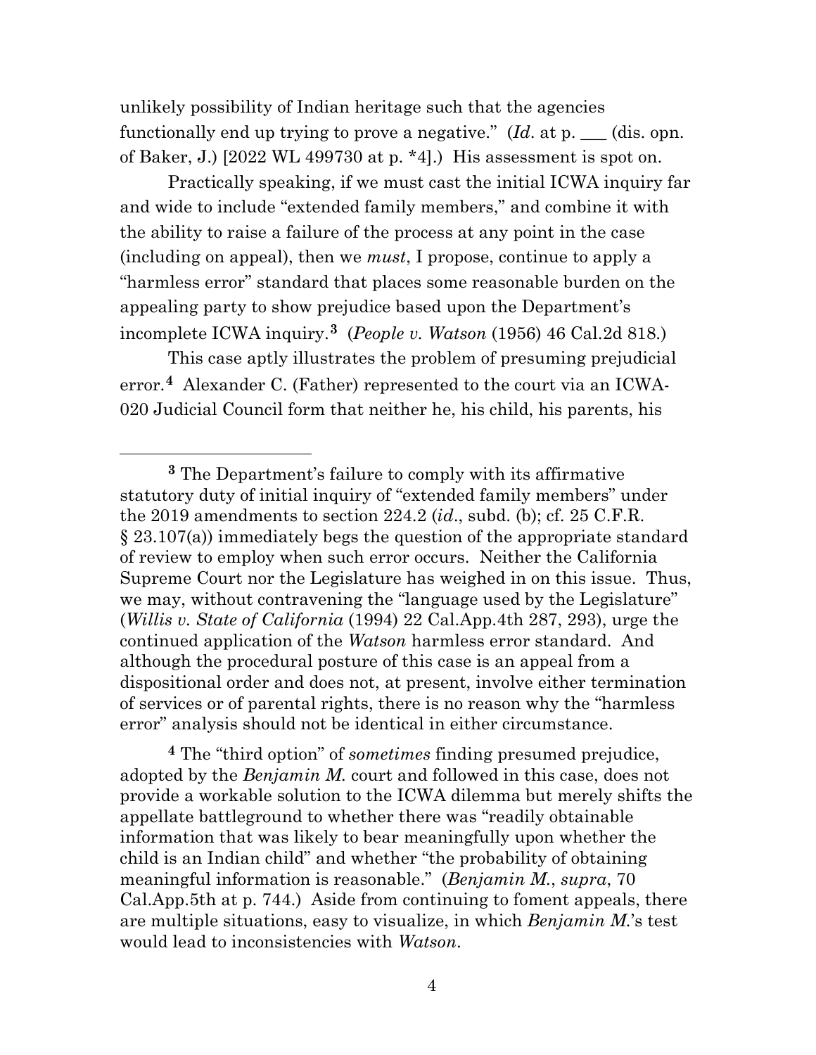unlikely possibility of Indian heritage such that the agencies functionally end up trying to prove a negative." (*Id*. at p. ___ (dis. opn. of Baker, J.) [2022 WL 499730 at p. *4].) His assessment is spot on.

Practically speaking, if we must cast the initial ICWA inquiry far and wide to include "extended family members," and combine it with the ability to raise a failure of the process at any point in the case (including on appeal), then we *must*, I propose, continue to apply a "harmless error" standard that places some reasonable burden on the appealing party to show prejudice based upon the Department's incomplete ICWA inquiry.[3] (*People v. Watson* (1956) 46 Cal.2d 818.)

This case aptly illustrates the problem of presuming prejudicial error.[4] Alexander C. (Father) represented to the court via an ICWA-020 Judicial Council form that neither he, his child, his parents, his

---

[3] The Department's failure to comply with its affirmative statutory duty of initial inquiry of "extended family members" under the 2019 amendments to section 224.2 (*id*., subd. (b); cf. 25 C.F.R. § 23.107(a)) immediately begs the question of the appropriate standard of review to employ when such error occurs. Neither the California Supreme Court nor the Legislature has weighed in on this issue. Thus, we may, without contravening the "language used by the Legislature" (*Willis v. State of California* (1994) 22 Cal.App.4th 287, 293), urge the continued application of the *Watson* harmless error standard. And although the procedural posture of this case is an appeal from a dispositional order and does not, at present, involve either termination of services or of parental rights, there is no reason why the "harmless error" analysis should not be identical in either circumstance.

[4] The "third option" of *sometimes* finding presumed prejudice, adopted by the *Benjamin M.* court and followed in this case, does not provide a workable solution to the ICWA dilemma but merely shifts the appellate battleground to whether there was "readily obtainable information that was likely to bear meaningfully upon whether the child is an Indian child" and whether "the probability of obtaining meaningful information is reasonable." (*Benjamin M.*, *supra*, 70 Cal.App.5th at p. 744.) Aside from continuing to foment appeals, there are multiple situations, easy to visualize, in which *Benjamin M.*'s test would lead to inconsistencies with *Watson*.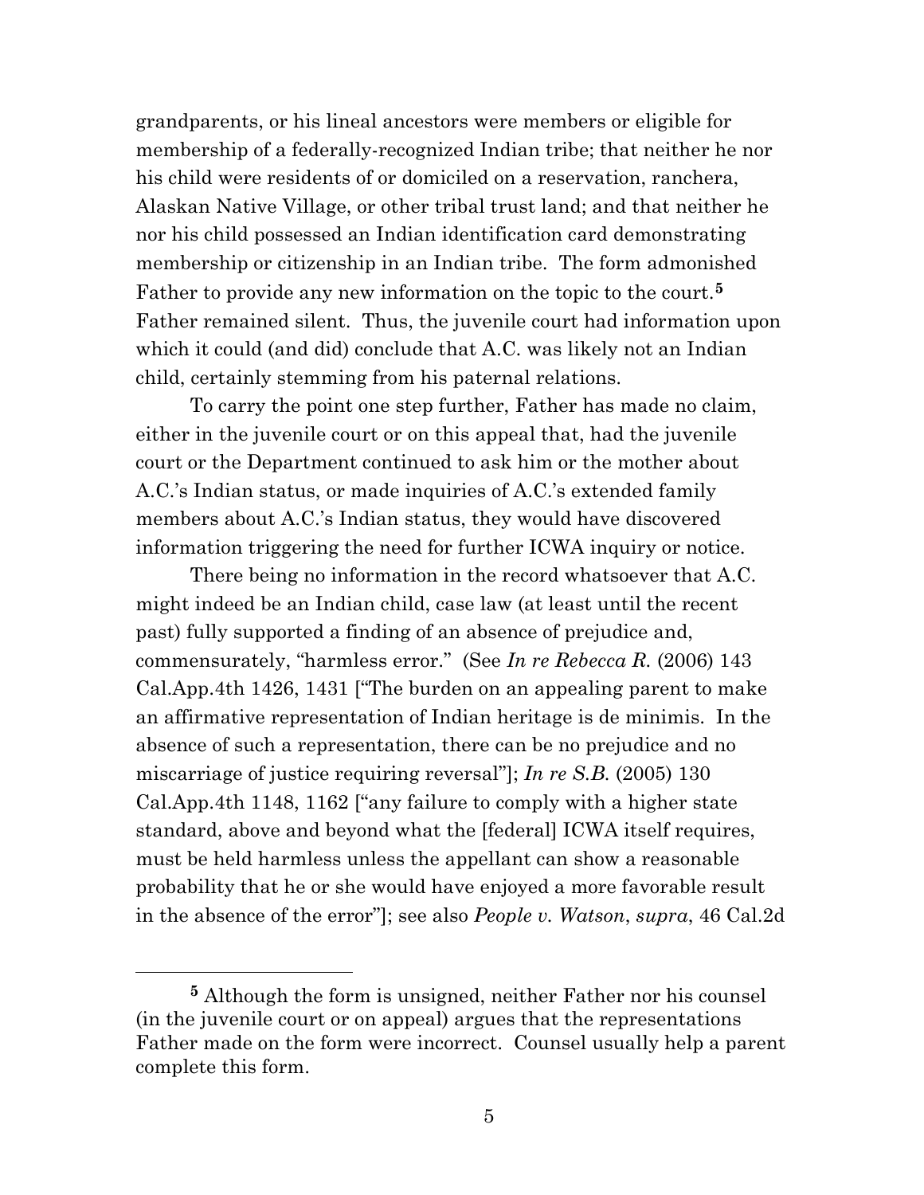grandparents, or his lineal ancestors were members or eligible for membership of a federally-recognized Indian tribe; that neither he nor his child were residents of or domiciled on a reservation, ranchera, Alaskan Native Village, or other tribal trust land; and that neither he nor his child possessed an Indian identification card demonstrating membership or citizenship in an Indian tribe. The form admonished Father to provide any new information on the topic to the court.[5] Father remained silent. Thus, the juvenile court had information upon which it could (and did) conclude that A.C. was likely not an Indian child, certainly stemming from his paternal relations.

To carry the point one step further, Father has made no claim, either in the juvenile court or on this appeal that, had the juvenile court or the Department continued to ask him or the mother about A.C.'s Indian status, or made inquiries of A.C.'s extended family members about A.C.'s Indian status, they would have discovered information triggering the need for further ICWA inquiry or notice.

There being no information in the record whatsoever that A.C. might indeed be an Indian child, case law (at least until the recent past) fully supported a finding of an absence of prejudice and, commensurately, "harmless error." (See *In re Rebecca R.* (2006) 143 Cal.App.4th 1426, 1431 ["The burden on an appealing parent to make an affirmative representation of Indian heritage is de minimis. In the absence of such a representation, there can be no prejudice and no miscarriage of justice requiring reversal"]; *In re S.B.* (2005) 130 Cal.App.4th 1148, 1162 ["any failure to comply with a higher state standard, above and beyond what the [federal] ICWA itself requires, must be held harmless unless the appellant can show a reasonable probability that he or she would have enjoyed a more favorable result in the absence of the error"]; see also *People v. Watson*, *supra*, 46 Cal.2d

---

[5] Although the form is unsigned, neither Father nor his counsel (in the juvenile court or on appeal) argues that the representations Father made on the form were incorrect. Counsel usually help a parent complete this form.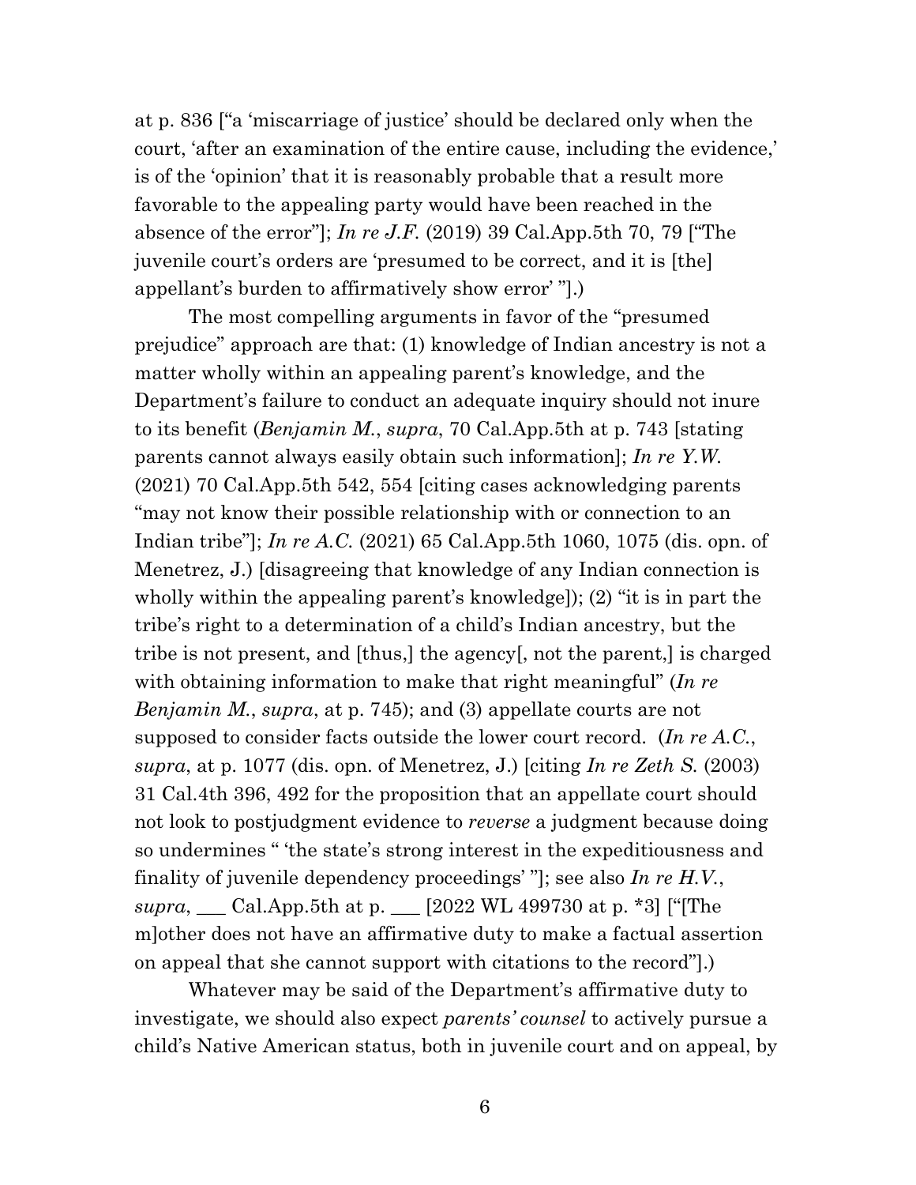at p. 836 ["a 'miscarriage of justice' should be declared only when the court, 'after an examination of the entire cause, including the evidence,' is of the 'opinion' that it is reasonably probable that a result more favorable to the appealing party would have been reached in the absence of the error"]; *In re J.F.* (2019) 39 Cal.App.5th 70, 79 ["The juvenile court's orders are 'presumed to be correct, and it is [the] appellant's burden to affirmatively show error' "].)

The most compelling arguments in favor of the "presumed prejudice" approach are that: (1) knowledge of Indian ancestry is not a matter wholly within an appealing parent's knowledge, and the Department's failure to conduct an adequate inquiry should not inure to its benefit (*Benjamin M.*, *supra*, 70 Cal.App.5th at p. 743 [stating parents cannot always easily obtain such information]; *In re Y.W.* (2021) 70 Cal.App.5th 542, 554 [citing cases acknowledging parents "may not know their possible relationship with or connection to an Indian tribe"]; *In re A.C.* (2021) 65 Cal.App.5th 1060, 1075 (dis. opn. of Menetrez, J.) [disagreeing that knowledge of any Indian connection is wholly within the appealing parent's knowledge]); (2) "it is in part the tribe's right to a determination of a child's Indian ancestry, but the tribe is not present, and [thus,] the agency[, not the parent,] is charged with obtaining information to make that right meaningful" (*In re Benjamin M.*, *supra*, at p. 745); and (3) appellate courts are not supposed to consider facts outside the lower court record. (*In re A.C.*, *supra*, at p. 1077 (dis. opn. of Menetrez, J.) [citing *In re Zeth S.* (2003) 31 Cal.4th 396, 492 for the proposition that an appellate court should not look to postjudgment evidence to *reverse* a judgment because doing so undermines " 'the state's strong interest in the expeditiousness and finality of juvenile dependency proceedings' "]; see also *In re H.V.*, *supra*, ___ Cal.App.5th at p. ___ [2022 WL 499730 at p. *3] ["[The m]other does not have an affirmative duty to make a factual assertion on appeal that she cannot support with citations to the record"].)

Whatever may be said of the Department's affirmative duty to investigate, we should also expect *parents' counsel* to actively pursue a child's Native American status, both in juvenile court and on appeal, by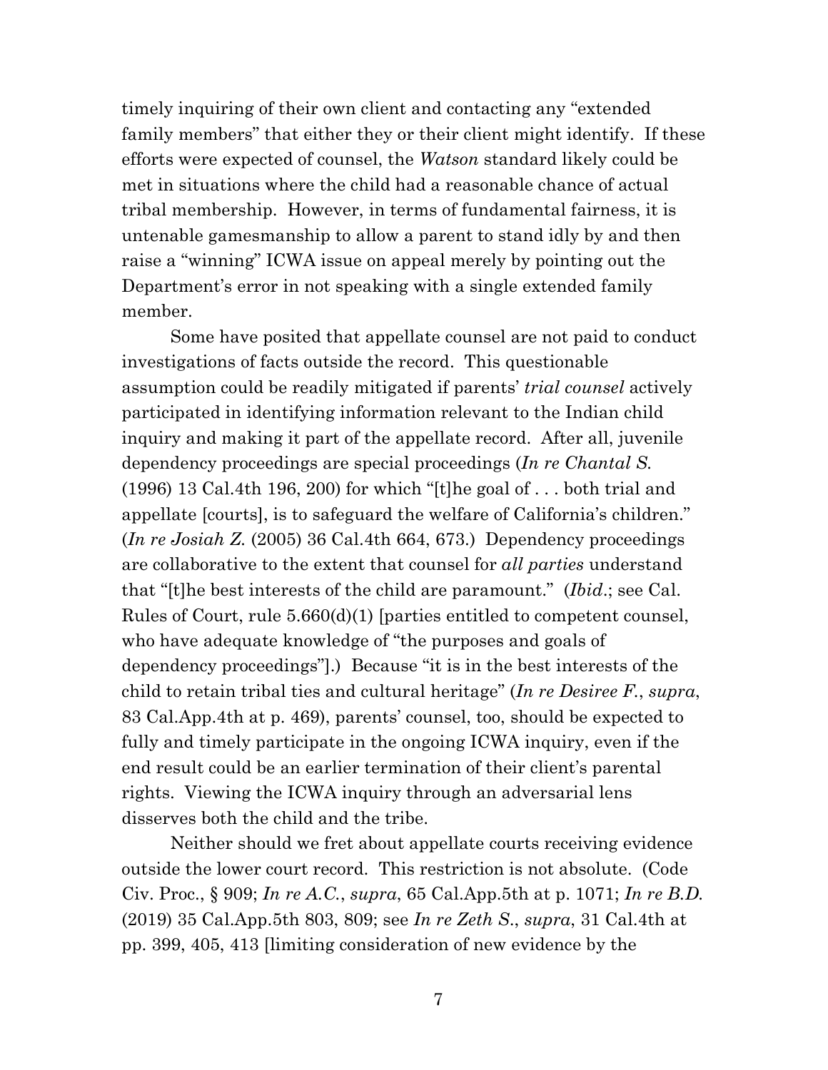timely inquiring of their own client and contacting any "extended family members" that either they or their client might identify. If these efforts were expected of counsel, the *Watson* standard likely could be met in situations where the child had a reasonable chance of actual tribal membership. However, in terms of fundamental fairness, it is untenable gamesmanship to allow a parent to stand idly by and then raise a "winning" ICWA issue on appeal merely by pointing out the Department's error in not speaking with a single extended family member.

Some have posited that appellate counsel are not paid to conduct investigations of facts outside the record. This questionable assumption could be readily mitigated if parents' *trial counsel* actively participated in identifying information relevant to the Indian child inquiry and making it part of the appellate record. After all, juvenile dependency proceedings are special proceedings (*In re Chantal S.* (1996) 13 Cal.4th 196, 200) for which "[t]he goal of . . . both trial and appellate [courts], is to safeguard the welfare of California's children." (*In re Josiah Z.* (2005) 36 Cal.4th 664, 673.) Dependency proceedings are collaborative to the extent that counsel for *all parties* understand that "[t]he best interests of the child are paramount." (*Ibid*.; see Cal. Rules of Court, rule 5.660(d)(1) [parties entitled to competent counsel, who have adequate knowledge of "the purposes and goals of dependency proceedings"].) Because "it is in the best interests of the child to retain tribal ties and cultural heritage" (*In re Desiree F.*, *supra*, 83 Cal.App.4th at p. 469), parents' counsel, too, should be expected to fully and timely participate in the ongoing ICWA inquiry, even if the end result could be an earlier termination of their client's parental rights. Viewing the ICWA inquiry through an adversarial lens disserves both the child and the tribe.

Neither should we fret about appellate courts receiving evidence outside the lower court record. This restriction is not absolute. (Code Civ. Proc., § 909; *In re A.C.*, *supra*, 65 Cal.App.5th at p. 1071; *In re B.D.* (2019) 35 Cal.App.5th 803, 809; see *In re Zeth S.*, *supra*, 31 Cal.4th at pp. 399, 405, 413 [limiting consideration of new evidence by the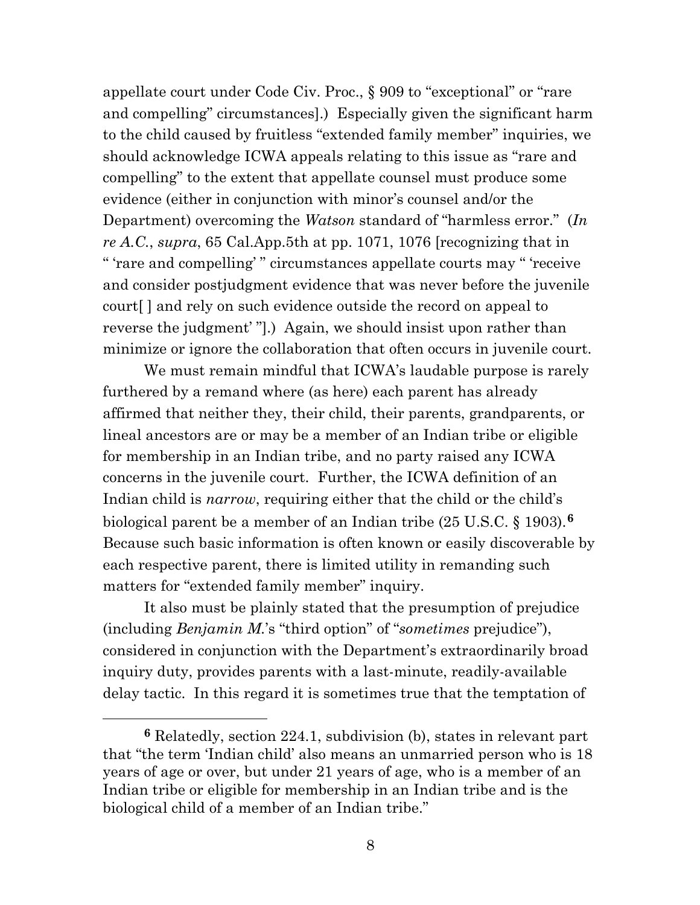appellate court under Code Civ. Proc., § 909 to "exceptional" or "rare and compelling" circumstances].) Especially given the significant harm to the child caused by fruitless "extended family member" inquiries, we should acknowledge ICWA appeals relating to this issue as "rare and compelling" to the extent that appellate counsel must produce some evidence (either in conjunction with minor's counsel and/or the Department) overcoming the *Watson* standard of "harmless error." (*In re A.C.*, *supra*, 65 Cal.App.5th at pp. 1071, 1076 [recognizing that in " 'rare and compelling' " circumstances appellate courts may " 'receive and consider postjudgment evidence that was never before the juvenile court[ ] and rely on such evidence outside the record on appeal to reverse the judgment' "].) Again, we should insist upon rather than minimize or ignore the collaboration that often occurs in juvenile court.

We must remain mindful that ICWA's laudable purpose is rarely furthered by a remand where (as here) each parent has already affirmed that neither they, their child, their parents, grandparents, or lineal ancestors are or may be a member of an Indian tribe or eligible for membership in an Indian tribe, and no party raised any ICWA concerns in the juvenile court. Further, the ICWA definition of an Indian child is *narrow*, requiring either that the child or the child's biological parent be a member of an Indian tribe (25 U.S.C. § 1903).[6] Because such basic information is often known or easily discoverable by each respective parent, there is limited utility in remanding such matters for "extended family member" inquiry.

It also must be plainly stated that the presumption of prejudice (including *Benjamin M.*'s "third option" of "*sometimes* prejudice"), considered in conjunction with the Department's extraordinarily broad inquiry duty, provides parents with a last-minute, readily-available delay tactic. In this regard it is sometimes true that the temptation of

---

[6] Relatedly, section 224.1, subdivision (b), states in relevant part that "the term 'Indian child' also means an unmarried person who is 18 years of age or over, but under 21 years of age, who is a member of an Indian tribe or eligible for membership in an Indian tribe and is the biological child of a member of an Indian tribe."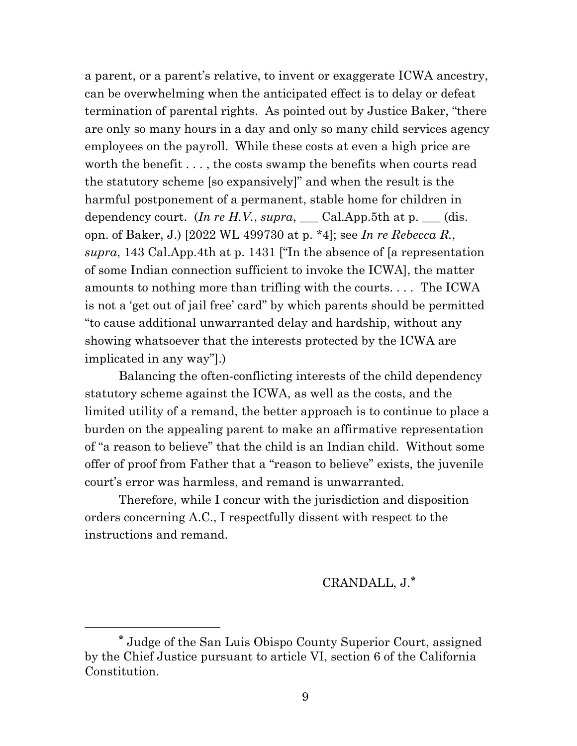a parent, or a parent's relative, to invent or exaggerate ICWA ancestry, can be overwhelming when the anticipated effect is to delay or defeat termination of parental rights. As pointed out by Justice Baker, "there are only so many hours in a day and only so many child services agency employees on the payroll. While these costs at even a high price are worth the benefit . . . , the costs swamp the benefits when courts read the statutory scheme [so expansively]" and when the result is the harmful postponement of a permanent, stable home for children in dependency court. (*In re H.V.*, *supra*, ___ Cal.App.5th at p. ___ (dis. opn. of Baker, J.) [2022 WL 499730 at p. *4]; see *In re Rebecca R.*, *supra*, 143 Cal.App.4th at p. 1431 ["In the absence of [a representation of some Indian connection sufficient to invoke the ICWA], the matter amounts to nothing more than trifling with the courts. . . . The ICWA is not a 'get out of jail free' card" by which parents should be permitted "to cause additional unwarranted delay and hardship, without any showing whatsoever that the interests protected by the ICWA are implicated in any way"].)

Balancing the often-conflicting interests of the child dependency statutory scheme against the ICWA, as well as the costs, and the limited utility of a remand, the better approach is to continue to place a burden on the appealing parent to make an affirmative representation of "a reason to believe" that the child is an Indian child. Without some offer of proof from Father that a "reason to believe" exists, the juvenile court's error was harmless, and remand is unwarranted.

Therefore, while I concur with the jurisdiction and disposition orders concerning A.C., I respectfully dissent with respect to the instructions and remand.

CRANDALL, J.*

---

* Judge of the San Luis Obispo County Superior Court, assigned by the Chief Justice pursuant to article VI, section 6 of the California Constitution.